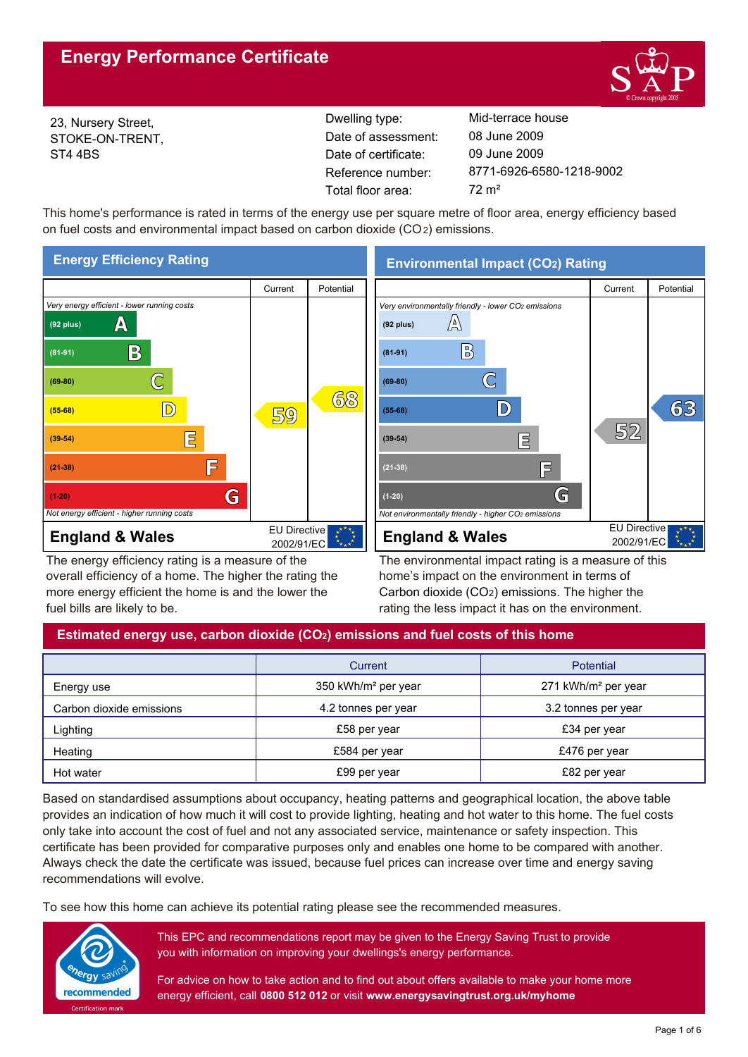# Energy Performance Certificate

23, Nursery Street,
STOKE-ON-TRENT,
ST4 4BS

| | |
|---|---|
| Dwelling type: | Mid-terrace house |
| Date of assessment: | 08 June 2009 |
| Date of certificate: | 09 June 2009 |
| Reference number: | 8771-6926-6580-1218-9002 |
| Total floor area: | 72 m² |

This home's performance is rated in terms of the energy use per square metre of floor area, energy efficiency based on fuel costs and environmental impact based on carbon dioxide ($CO_2$) emissions.

## Energy Efficiency Rating

*Very energy efficient - lower running costs*

| Rating | Current | Potential |
|---|---|---|
| (92 plus) A | | |
| (81-91) B | | |
| (69-80) C | | |
| (55-68) D | 59 | 68 |
| (39-54) E | | |
| (21-38) F | | |
| (1-20) G | | |

*Not energy efficient - higher running costs*

England & Wales — EU Directive 2002/91/EC

The energy efficiency rating is a measure of the overall efficiency of a home. The higher the rating the more energy efficient the home is and the lower the fuel bills are likely to be.

## Environmental Impact ($CO_2$) Rating

*Very environmentally friendly - lower $CO_2$ emissions*

| Rating | Current | Potential |
|---|---|---|
| (92 plus) A | | |
| (81-91) B | | |
| (69-80) C | | |
| (55-68) D | | 63 |
| (39-54) E | 52 | |
| (21-38) F | | |
| (1-20) G | | |

*Not environmentally friendly - higher $CO_2$ emissions*

England & Wales — EU Directive 2002/91/EC

The environmental impact rating is a measure of this home's impact on the environment in terms of Carbon dioxide ($CO_2$) emissions. The higher the rating the less impact it has on the environment.

## Estimated energy use, carbon dioxide ($CO_2$) emissions and fuel costs of this home

| | Current | Potential |
|---|---|---|
| Energy use | 350 kWh/m² per year | 271 kWh/m² per year |
| Carbon dioxide emissions | 4.2 tonnes per year | 3.2 tonnes per year |
| Lighting | £58 per year | £34 per year |
| Heating | £584 per year | £476 per year |
| Hot water | £99 per year | £82 per year |

Based on standardised assumptions about occupancy, heating patterns and geographical location, the above table provides an indication of how much it will cost to provide lighting, heating and hot water to this home. The fuel costs only take into account the cost of fuel and not any associated service, maintenance or safety inspection. This certificate has been provided for comparative purposes only and enables one home to be compared with another. Always check the date the certificate was issued, because fuel prices can increase over time and energy saving recommendations will evolve.

To see how this home can achieve its potential rating please see the recommended measures.

energy saving recommended — Certification mark

This EPC and recommendations report may be given to the Energy Saving Trust to provide you with information on improving your dwellings's energy performance.

For advice on how to take action and to find out about offers available to make your home more energy efficient, call **0800 512 012** or visit **www.energysavingtrust.org.uk/myhome**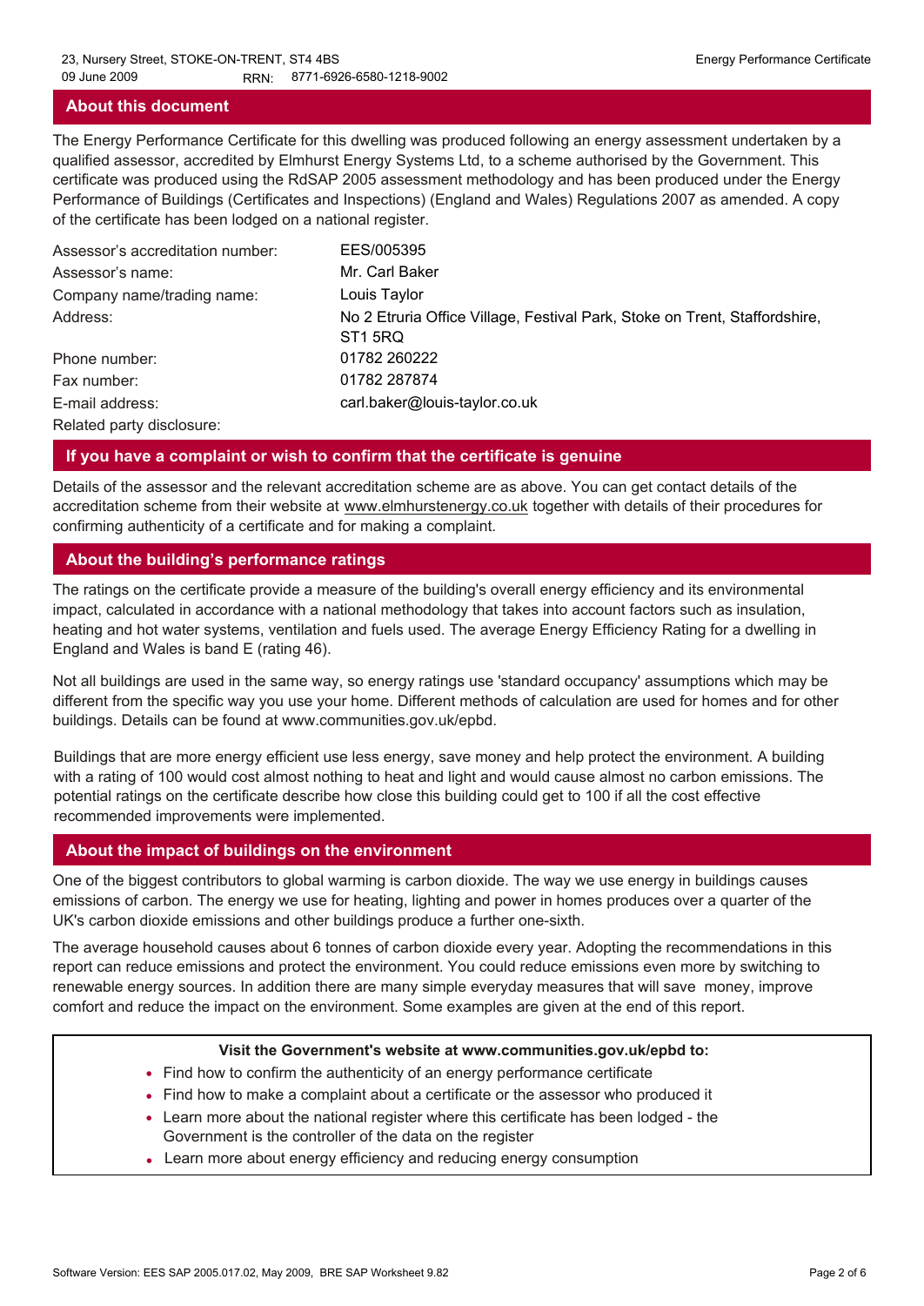## About this document

The Energy Performance Certificate for this dwelling was produced following an energy assessment undertaken by a qualified assessor, accredited by Elmhurst Energy Systems Ltd, to a scheme authorised by the Government. This certificate was produced using the RdSAP 2005 assessment methodology and has been produced under the Energy Performance of Buildings (Certificates and Inspections) (England and Wales) Regulations 2007 as amended. A copy of the certificate has been lodged on a national register.

| | |
|---|---|
| Assessor's accreditation number: | EES/005395 |
| Assessor's name: | Mr. Carl Baker |
| Company name/trading name: | Louis Taylor |
| Address: | No 2 Etruria Office Village, Festival Park, Stoke on Trent, Staffordshire, ST1 5RQ |
| Phone number: | 01782 260222 |
| Fax number: | 01782 287874 |
| E-mail address: | carl.baker@louis-taylor.co.uk |
| Related party disclosure: | |

## If you have a complaint or wish to confirm that the certificate is genuine

Details of the assessor and the relevant accreditation scheme are as above. You can get contact details of the accreditation scheme from their website at www.elmhurstenergy.co.uk together with details of their procedures for confirming authenticity of a certificate and for making a complaint.

## About the building's performance ratings

The ratings on the certificate provide a measure of the building's overall energy efficiency and its environmental impact, calculated in accordance with a national methodology that takes into account factors such as insulation, heating and hot water systems, ventilation and fuels used. The average Energy Efficiency Rating for a dwelling in England and Wales is band E (rating 46).

Not all buildings are used in the same way, so energy ratings use 'standard occupancy' assumptions which may be different from the specific way you use your home. Different methods of calculation are used for homes and for other buildings. Details can be found at www.communities.gov.uk/epbd.

Buildings that are more energy efficient use less energy, save money and help protect the environment. A building with a rating of 100 would cost almost nothing to heat and light and would cause almost no carbon emissions. The potential ratings on the certificate describe how close this building could get to 100 if all the cost effective recommended improvements were implemented.

## About the impact of buildings on the environment

One of the biggest contributors to global warming is carbon dioxide. The way we use energy in buildings causes emissions of carbon. The energy we use for heating, lighting and power in homes produces over a quarter of the UK's carbon dioxide emissions and other buildings produce a further one-sixth.

The average household causes about 6 tonnes of carbon dioxide every year. Adopting the recommendations in this report can reduce emissions and protect the environment. You could reduce emissions even more by switching to renewable energy sources. In addition there are many simple everyday measures that will save money, improve comfort and reduce the impact on the environment. Some examples are given at the end of this report.

**Visit the Government's website at www.communities.gov.uk/epbd to:**

- Find how to confirm the authenticity of an energy performance certificate
- Find how to make a complaint about a certificate or the assessor who produced it
- Learn more about the national register where this certificate has been lodged - the Government is the controller of the data on the register
- Learn more about energy efficiency and reducing energy consumption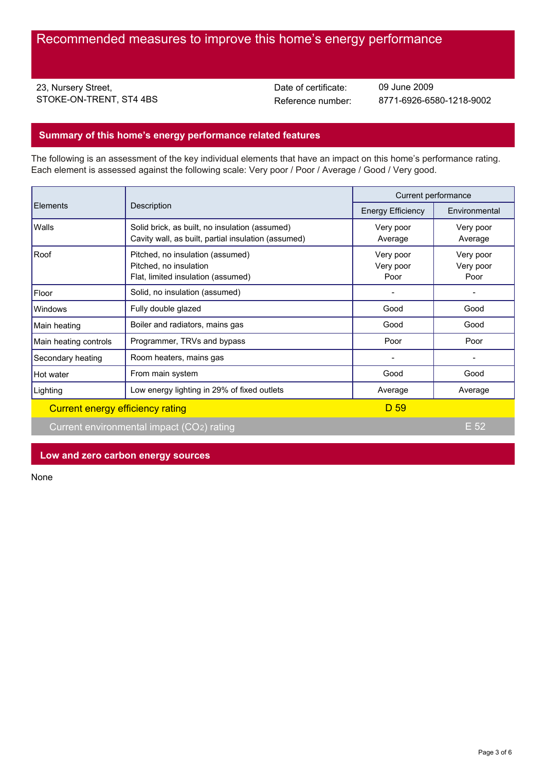# Recommended measures to improve this home's energy performance

23, Nursery Street,
STOKE-ON-TRENT, ST4 4BS

Date of certificate: 09 June 2009
Reference number: 8771-6926-6580-1218-9002

## Summary of this home's energy performance related features

The following is an assessment of the key individual elements that have an impact on this home's performance rating. Each element is assessed against the following scale: Very poor / Poor / Average / Good / Very good.

| Elements | Description | Current performance | |
|---|---|---|---|
| | | Energy Efficiency | Environmental |
| Walls | Solid brick, as built, no insulation (assumed)<br>Cavity wall, as built, partial insulation (assumed) | Very poor<br>Average | Very poor<br>Average |
| Roof | Pitched, no insulation (assumed)<br>Pitched, no insulation<br>Flat, limited insulation (assumed) | Very poor<br>Very poor<br>Poor | Very poor<br>Very poor<br>Poor |
| Floor | Solid, no insulation (assumed) | - | - |
| Windows | Fully double glazed | Good | Good |
| Main heating | Boiler and radiators, mains gas | Good | Good |
| Main heating controls | Programmer, TRVs and bypass | Poor | Poor |
| Secondary heating | Room heaters, mains gas | - | - |
| Hot water | From main system | Good | Good |
| Lighting | Low energy lighting in 29% of fixed outlets | Average | Average |
| **Current energy efficiency rating** | | D 59 | |
| **Current environmental impact ($CO_2$) rating** | | | E 52 |

## Low and zero carbon energy sources

None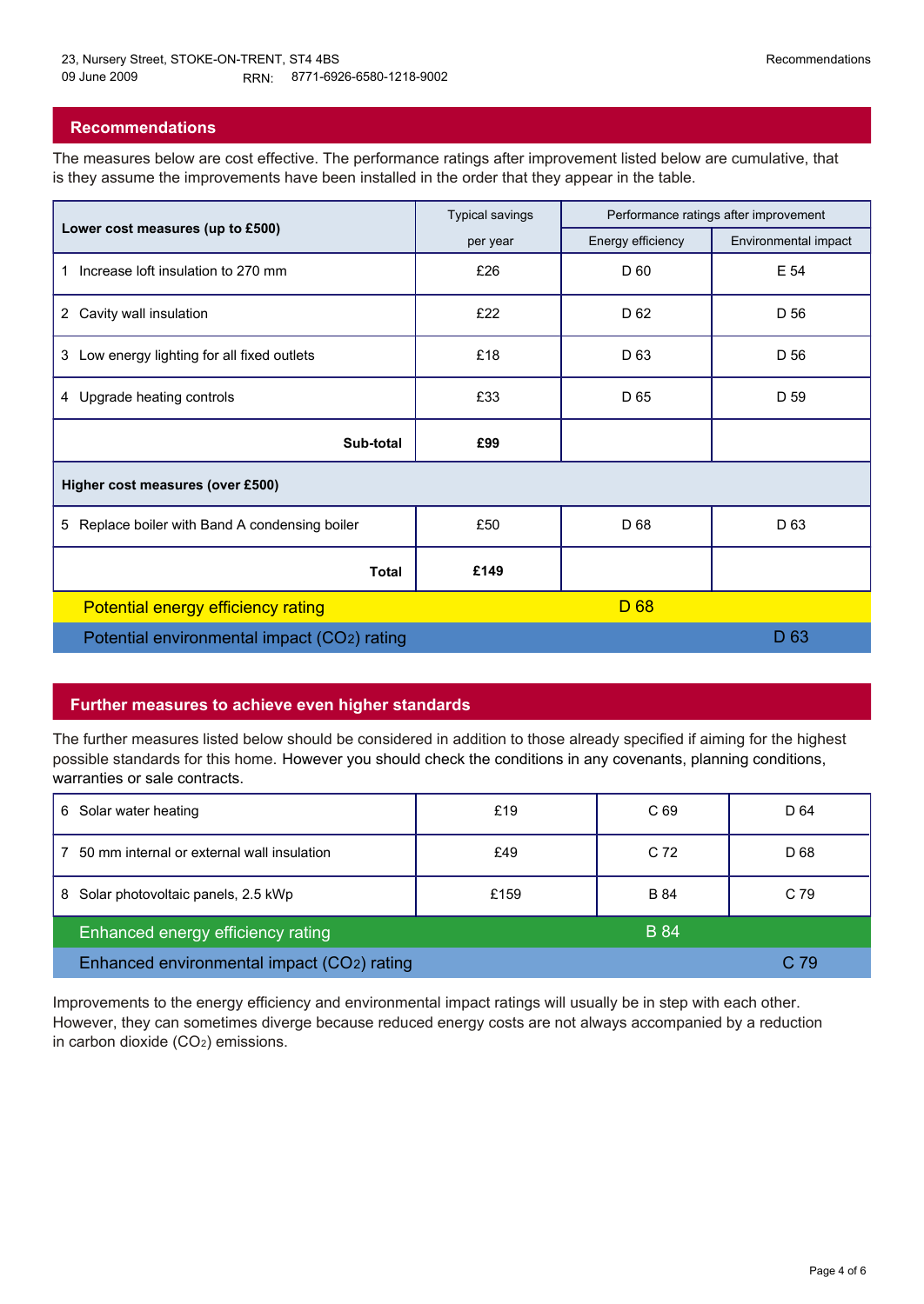23, Nursery Street, STOKE-ON-TRENT, ST4 4BS
09 June 2009 RRN: 8771-6926-6580-1218-9002

## Recommendations

The measures below are cost effective. The performance ratings after improvement listed below are cumulative, that is they assume the improvements have been installed in the order that they appear in the table.

| Lower cost measures (up to £500) | Typical savings per year | Performance ratings after improvement | |
|---|---|---|---|
| | | Energy efficiency | Environmental impact |
| 1 Increase loft insulation to 270 mm | £26 | D 60 | E 54 |
| 2 Cavity wall insulation | £22 | D 62 | D 56 |
| 3 Low energy lighting for all fixed outlets | £18 | D 63 | D 56 |
| 4 Upgrade heating controls | £33 | D 65 | D 59 |
| **Sub-total** | **£99** | | |
| **Higher cost measures (over £500)** | | | |
| 5 Replace boiler with Band A condensing boiler | £50 | D 68 | D 63 |
| **Total** | **£149** | | |
| Potential energy efficiency rating | | D 68 | |
| Potential environmental impact ($CO_2$) rating | | | D 63 |

## Further measures to achieve even higher standards

The further measures listed below should be considered in addition to those already specified if aiming for the highest possible standards for this home. However you should check the conditions in any covenants, planning conditions, warranties or sale contracts.

| Measure | Typical savings per year | Energy efficiency | Environmental impact |
|---|---|---|---|
| 6 Solar water heating | £19 | C 69 | D 64 |
| 7 50 mm internal or external wall insulation | £49 | C 72 | D 68 |
| 8 Solar photovoltaic panels, 2.5 kWp | £159 | B 84 | C 79 |
| Enhanced energy efficiency rating | | B 84 | |
| Enhanced environmental impact ($CO_2$) rating | | | C 79 |

Improvements to the energy efficiency and environmental impact ratings will usually be in step with each other. However, they can sometimes diverge because reduced energy costs are not always accompanied by a reduction in carbon dioxide ($CO_2$) emissions.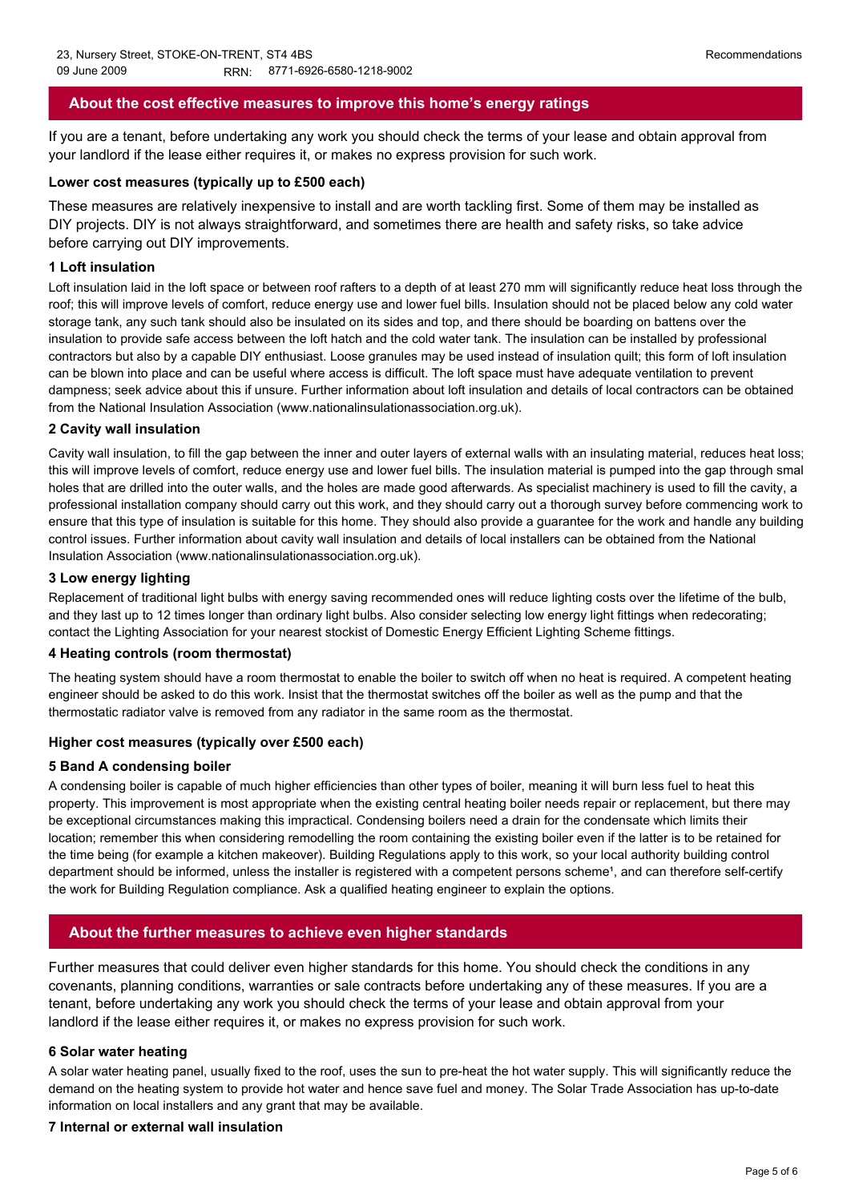## About the cost effective measures to improve this home's energy ratings

If you are a tenant, before undertaking any work you should check the terms of your lease and obtain approval from your landlord if the lease either requires it, or makes no express provision for such work.

### Lower cost measures (typically up to £500 each)

These measures are relatively inexpensive to install and are worth tackling first. Some of them may be installed as DIY projects. DIY is not always straightforward, and sometimes there are health and safety risks, so take advice before carrying out DIY improvements.

#### 1 Loft insulation

Loft insulation laid in the loft space or between roof rafters to a depth of at least 270 mm will significantly reduce heat loss through the roof; this will improve levels of comfort, reduce energy use and lower fuel bills. Insulation should not be placed below any cold water storage tank, any such tank should also be insulated on its sides and top, and there should be boarding on battens over the insulation to provide safe access between the loft hatch and the cold water tank. The insulation can be installed by professional contractors but also by a capable DIY enthusiast. Loose granules may be used instead of insulation quilt; this form of loft insulation can be blown into place and can be useful where access is difficult. The loft space must have adequate ventilation to prevent dampness; seek advice about this if unsure. Further information about loft insulation and details of local contractors can be obtained from the National Insulation Association (www.nationalinsulationassociation.org.uk).

#### 2 Cavity wall insulation

Cavity wall insulation, to fill the gap between the inner and outer layers of external walls with an insulating material, reduces heat loss; this will improve levels of comfort, reduce energy use and lower fuel bills. The insulation material is pumped into the gap through smal holes that are drilled into the outer walls, and the holes are made good afterwards. As specialist machinery is used to fill the cavity, a professional installation company should carry out this work, and they should carry out a thorough survey before commencing work to ensure that this type of insulation is suitable for this home. They should also provide a guarantee for the work and handle any building control issues. Further information about cavity wall insulation and details of local installers can be obtained from the National Insulation Association (www.nationalinsulationassociation.org.uk).

#### 3 Low energy lighting

Replacement of traditional light bulbs with energy saving recommended ones will reduce lighting costs over the lifetime of the bulb, and they last up to 12 times longer than ordinary light bulbs. Also consider selecting low energy light fittings when redecorating; contact the Lighting Association for your nearest stockist of Domestic Energy Efficient Lighting Scheme fittings.

#### 4 Heating controls (room thermostat)

The heating system should have a room thermostat to enable the boiler to switch off when no heat is required. A competent heating engineer should be asked to do this work. Insist that the thermostat switches off the boiler as well as the pump and that the thermostatic radiator valve is removed from any radiator in the same room as the thermostat.

### Higher cost measures (typically over £500 each)

#### 5 Band A condensing boiler

A condensing boiler is capable of much higher efficiencies than other types of boiler, meaning it will burn less fuel to heat this property. This improvement is most appropriate when the existing central heating boiler needs repair or replacement, but there may be exceptional circumstances making this impractical. Condensing boilers need a drain for the condensate which limits their location; remember this when considering remodelling the room containing the existing boiler even if the latter is to be retained for the time being (for example a kitchen makeover). Building Regulations apply to this work, so your local authority building control department should be informed, unless the installer is registered with a competent persons scheme[1], and can therefore self-certify the work for Building Regulation compliance. Ask a qualified heating engineer to explain the options.

## About the further measures to achieve even higher standards

Further measures that could deliver even higher standards for this home. You should check the conditions in any covenants, planning conditions, warranties or sale contracts before undertaking any of these measures. If you are a tenant, before undertaking any work you should check the terms of your lease and obtain approval from your landlord if the lease either requires it, or makes no express provision for such work.

#### 6 Solar water heating

A solar water heating panel, usually fixed to the roof, uses the sun to pre-heat the hot water supply. This will significantly reduce the demand on the heating system to provide hot water and hence save fuel and money. The Solar Trade Association has up-to-date information on local installers and any grant that may be available.

#### 7 Internal or external wall insulation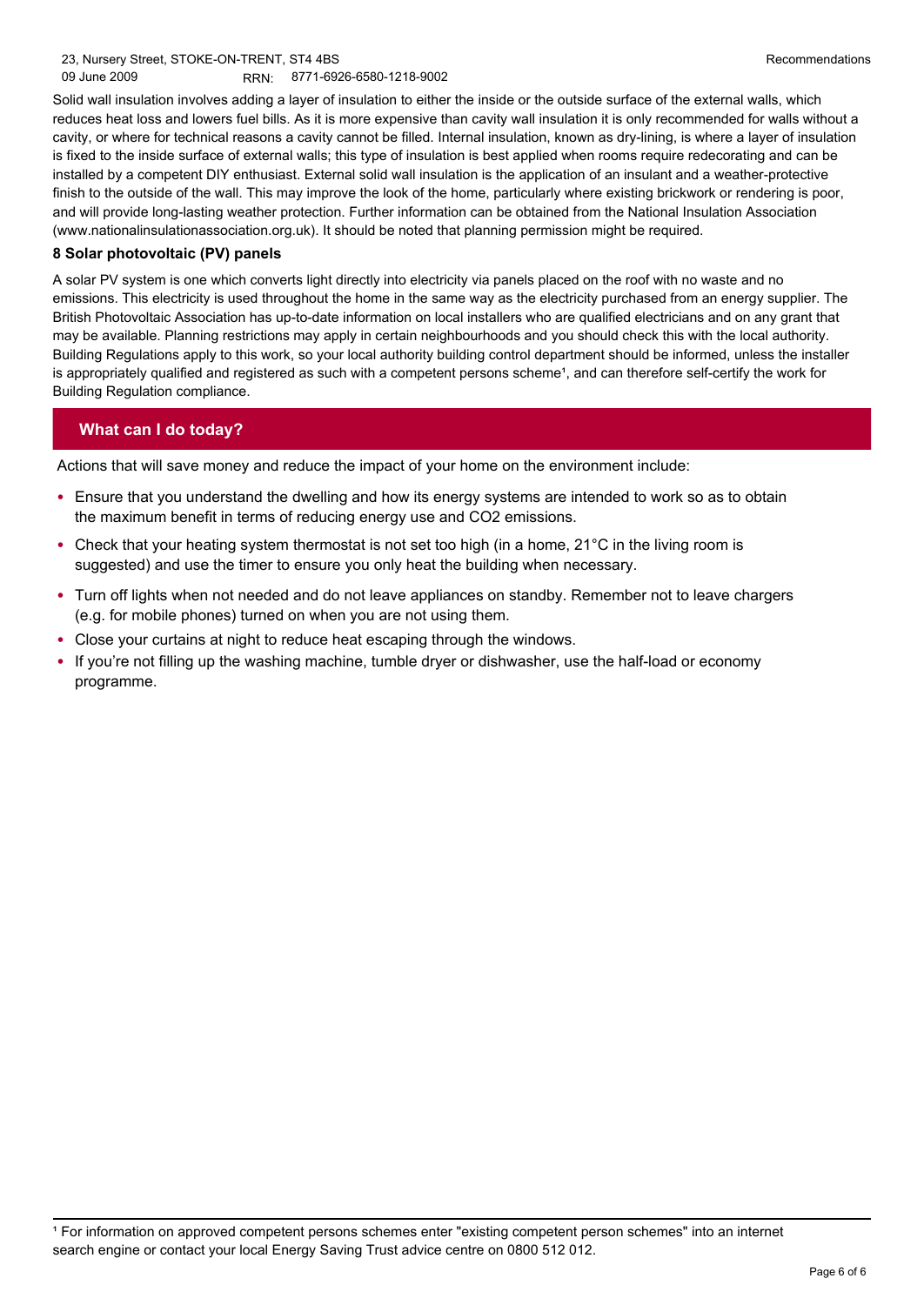Solid wall insulation involves adding a layer of insulation to either the inside or the outside surface of the external walls, which reduces heat loss and lowers fuel bills. As it is more expensive than cavity wall insulation it is only recommended for walls without a cavity, or where for technical reasons a cavity cannot be filled. Internal insulation, known as dry-lining, is where a layer of insulation is fixed to the inside surface of external walls; this type of insulation is best applied when rooms require redecorating and can be installed by a competent DIY enthusiast. External solid wall insulation is the application of an insulant and a weather-protective finish to the outside of the wall. This may improve the look of the home, particularly where existing brickwork or rendering is poor, and will provide long-lasting weather protection. Further information can be obtained from the National Insulation Association (www.nationalinsulationassociation.org.uk). It should be noted that planning permission might be required.

**8 Solar photovoltaic (PV) panels**

A solar PV system is one which converts light directly into electricity via panels placed on the roof with no waste and no emissions. This electricity is used throughout the home in the same way as the electricity purchased from an energy supplier. The British Photovoltaic Association has up-to-date information on local installers who are qualified electricians and on any grant that may be available. Planning restrictions may apply in certain neighbourhoods and you should check this with the local authority. Building Regulations apply to this work, so your local authority building control department should be informed, unless the installer is appropriately qualified and registered as such with a competent persons scheme[1], and can therefore self-certify the work for Building Regulation compliance.

## What can I do today?

Actions that will save money and reduce the impact of your home on the environment include:

- Ensure that you understand the dwelling and how its energy systems are intended to work so as to obtain the maximum benefit in terms of reducing energy use and $CO_2$ emissions.
- Check that your heating system thermostat is not set too high (in a home, 21°C in the living room is suggested) and use the timer to ensure you only heat the building when necessary.
- Turn off lights when not needed and do not leave appliances on standby. Remember not to leave chargers (e.g. for mobile phones) turned on when you are not using them.
- Close your curtains at night to reduce heat escaping through the windows.
- If you're not filling up the washing machine, tumble dryer or dishwasher, use the half-load or economy programme.

[1] For information on approved competent persons schemes enter "existing competent person schemes" into an internet search engine or contact your local Energy Saving Trust advice centre on 0800 512 012.